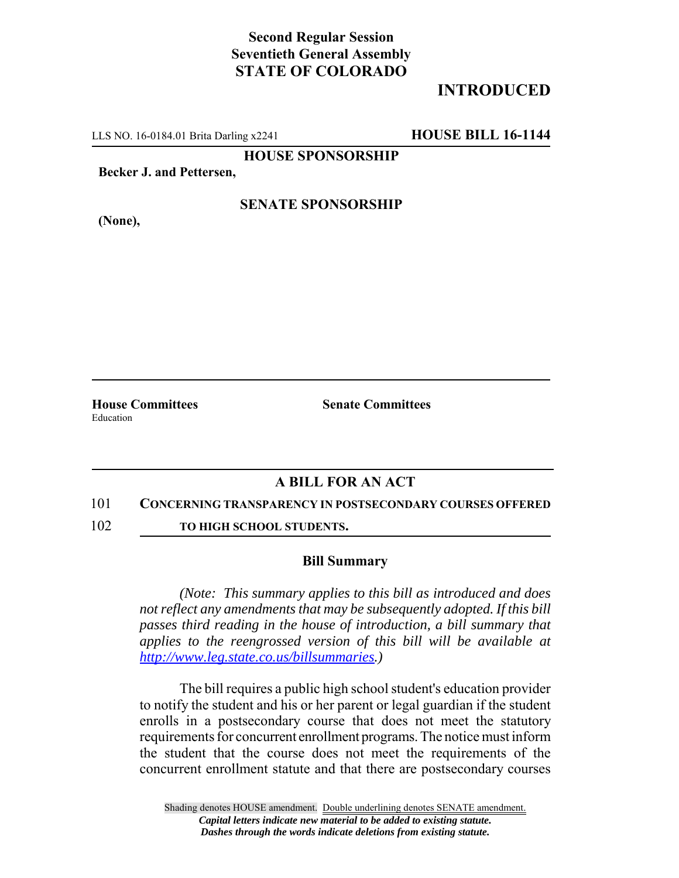**Second Regular Session**
**Seventieth General Assembly**
**STATE OF COLORADO**

# INTRODUCED

LLS NO. 16-0184.01 Brita Darling x2241 **HOUSE BILL 16-1144**

**HOUSE SPONSORSHIP**

**Becker J. and Pettersen,**

**SENATE SPONSORSHIP**

**(None),**

**House Committees**
Education

**Senate Committees**

## A BILL FOR AN ACT

101 **CONCERNING TRANSPARENCY IN POSTSECONDARY COURSES OFFERED**
102 **TO HIGH SCHOOL STUDENTS.**

### Bill Summary

*(Note: This summary applies to this bill as introduced and does not reflect any amendments that may be subsequently adopted. If this bill passes third reading in the house of introduction, a bill summary that applies to the reengrossed version of this bill will be available at http://www.leg.state.co.us/billsummaries.)*

The bill requires a public high school student's education provider to notify the student and his or her parent or legal guardian if the student enrolls in a postsecondary course that does not meet the statutory requirements for concurrent enrollment programs. The notice must inform the student that the course does not meet the requirements of the concurrent enrollment statute and that there are postsecondary courses

Shading denotes HOUSE amendment. Double underlining denotes SENATE amendment.
*Capital letters indicate new material to be added to existing statute.*
*Dashes through the words indicate deletions from existing statute.*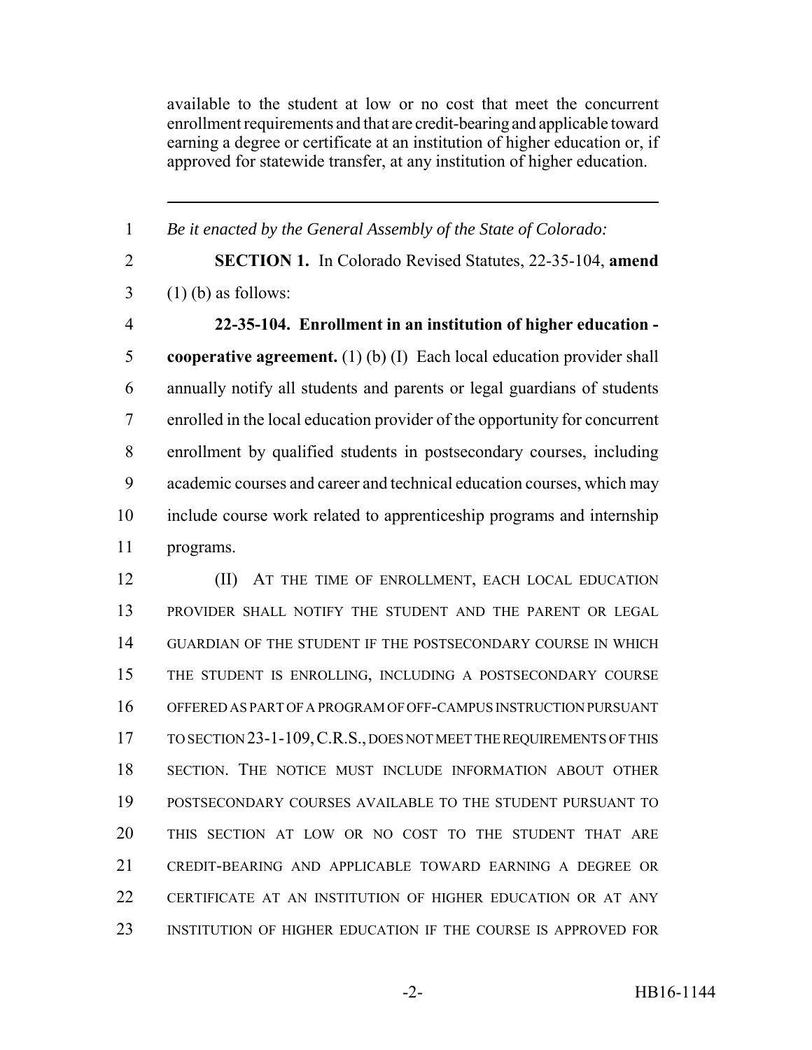available to the student at low or no cost that meet the concurrent enrollment requirements and that are credit-bearing and applicable toward earning a degree or certificate at an institution of higher education or, if approved for statewide transfer, at any institution of higher education.

---

1 *Be it enacted by the General Assembly of the State of Colorado:*

2 **SECTION 1.** In Colorado Revised Statutes, 22-35-104, **amend**
3 (1) (b) as follows:

4 **22-35-104. Enrollment in an institution of higher education -**
5 **cooperative agreement.** (1) (b) (I) Each local education provider shall
6 annually notify all students and parents or legal guardians of students
7 enrolled in the local education provider of the opportunity for concurrent
8 enrollment by qualified students in postsecondary courses, including
9 academic courses and career and technical education courses, which may
10 include course work related to apprenticeship programs and internship
11 programs.

12 (II) AT THE TIME OF ENROLLMENT, EACH LOCAL EDUCATION
13 PROVIDER SHALL NOTIFY THE STUDENT AND THE PARENT OR LEGAL
14 GUARDIAN OF THE STUDENT IF THE POSTSECONDARY COURSE IN WHICH
15 THE STUDENT IS ENROLLING, INCLUDING A POSTSECONDARY COURSE
16 OFFERED AS PART OF A PROGRAM OF OFF-CAMPUS INSTRUCTION PURSUANT
17 TO SECTION 23-1-109, C.R.S., DOES NOT MEET THE REQUIREMENTS OF THIS
18 SECTION. THE NOTICE MUST INCLUDE INFORMATION ABOUT OTHER
19 POSTSECONDARY COURSES AVAILABLE TO THE STUDENT PURSUANT TO
20 THIS SECTION AT LOW OR NO COST TO THE STUDENT THAT ARE
21 CREDIT-BEARING AND APPLICABLE TOWARD EARNING A DEGREE OR
22 CERTIFICATE AT AN INSTITUTION OF HIGHER EDUCATION OR AT ANY
23 INSTITUTION OF HIGHER EDUCATION IF THE COURSE IS APPROVED FOR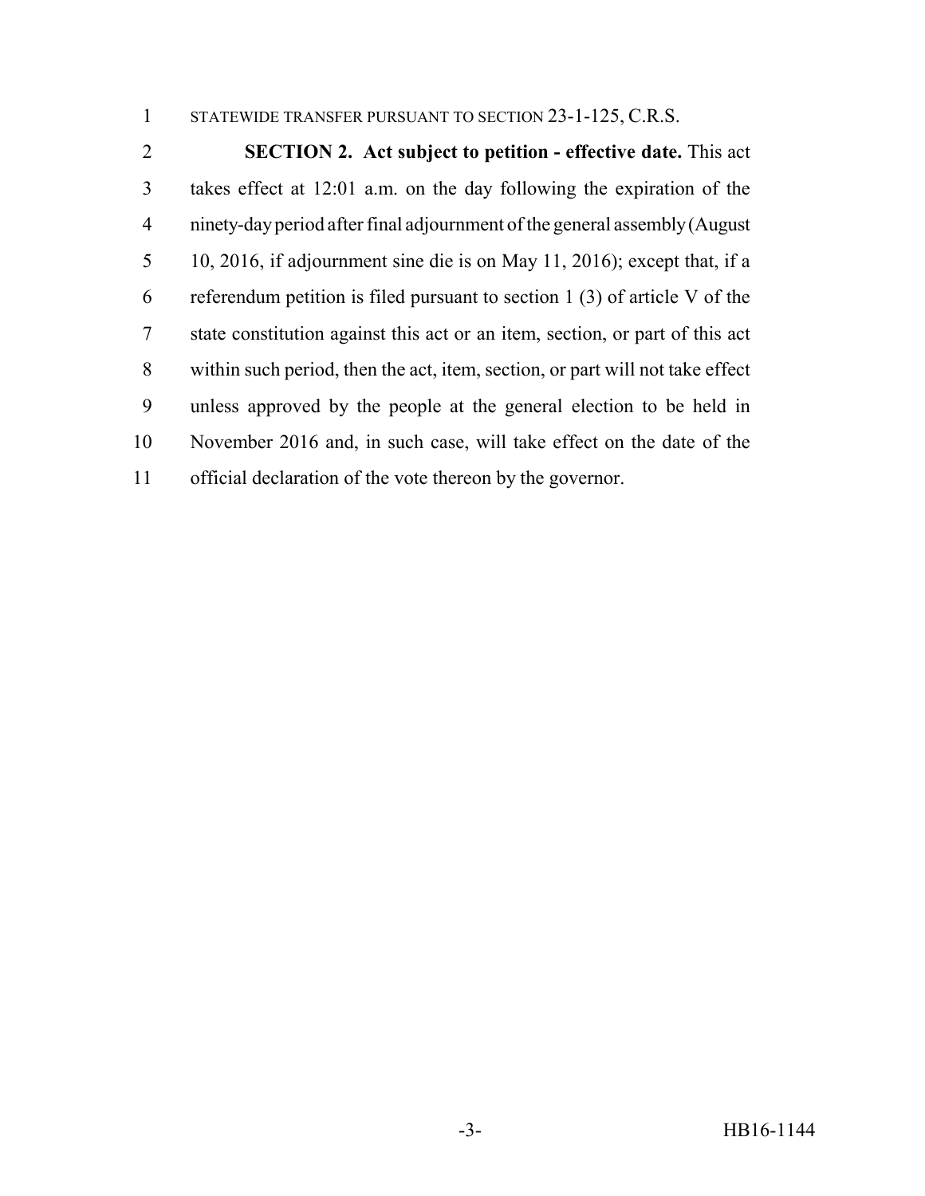STATEWIDE TRANSFER PURSUANT TO SECTION 23-1-125, C.R.S.

**SECTION 2. Act subject to petition - effective date.** This act takes effect at 12:01 a.m. on the day following the expiration of the ninety-day period after final adjournment of the general assembly (August 10, 2016, if adjournment sine die is on May 11, 2016); except that, if a referendum petition is filed pursuant to section 1 (3) of article V of the state constitution against this act or an item, section, or part of this act within such period, then the act, item, section, or part will not take effect unless approved by the people at the general election to be held in November 2016 and, in such case, will take effect on the date of the official declaration of the vote thereon by the governor.